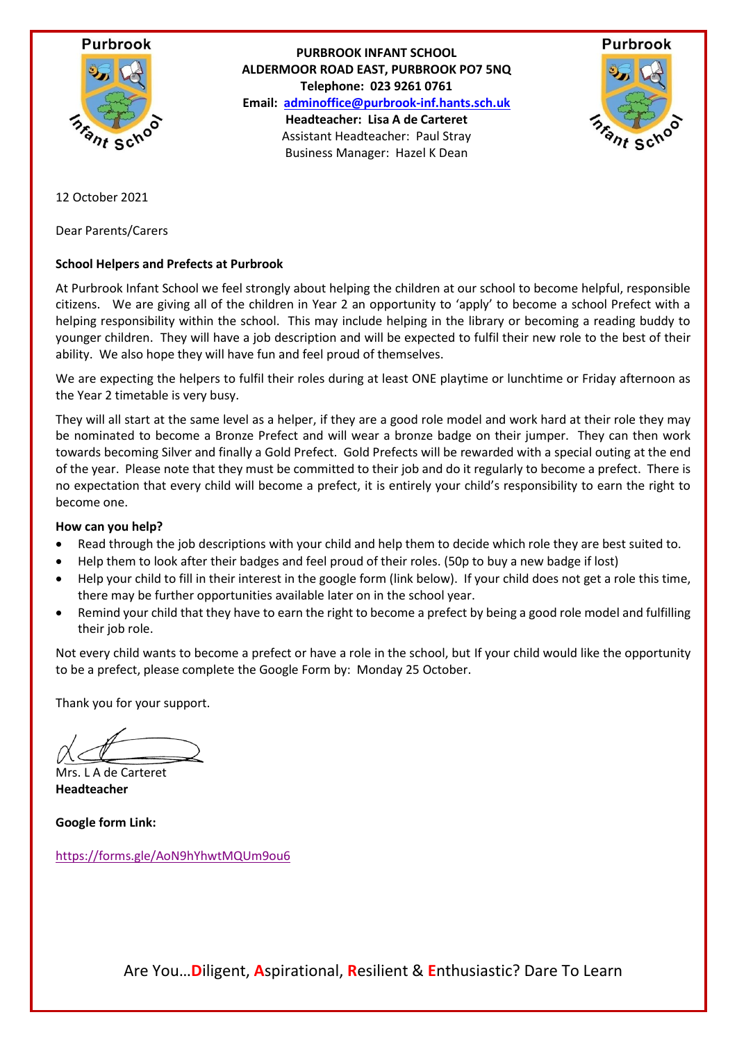**PURBROOK INFANT SCHOOL**
**ALDERMOOR ROAD EAST, PURBROOK PO7 5NQ**
**Telephone: 023 9261 0761**
**Email: adminoffice@purbrook-inf.hants.sch.uk**
**Headteacher: Lisa A de Carteret**
Assistant Headteacher: Paul Stray
Business Manager: Hazel K Dean

12 October 2021

Dear Parents/Carers

**School Helpers and Prefects at Purbrook**

At Purbrook Infant School we feel strongly about helping the children at our school to become helpful, responsible citizens. We are giving all of the children in Year 2 an opportunity to 'apply' to become a school Prefect with a helping responsibility within the school. This may include helping in the library or becoming a reading buddy to younger children. They will have a job description and will be expected to fulfil their new role to the best of their ability. We also hope they will have fun and feel proud of themselves.

We are expecting the helpers to fulfil their roles during at least ONE playtime or lunchtime or Friday afternoon as the Year 2 timetable is very busy.

They will all start at the same level as a helper, if they are a good role model and work hard at their role they may be nominated to become a Bronze Prefect and will wear a bronze badge on their jumper. They can then work towards becoming Silver and finally a Gold Prefect. Gold Prefects will be rewarded with a special outing at the end of the year. Please note that they must be committed to their job and do it regularly to become a prefect. There is no expectation that every child will become a prefect, it is entirely your child's responsibility to earn the right to become one.

**How can you help?**

- Read through the job descriptions with your child and help them to decide which role they are best suited to.
- Help them to look after their badges and feel proud of their roles. (50p to buy a new badge if lost)
- Help your child to fill in their interest in the google form (link below). If your child does not get a role this time, there may be further opportunities available later on in the school year.
- Remind your child that they have to earn the right to become a prefect by being a good role model and fulfilling their job role.

Not every child wants to become a prefect or have a role in the school, but If your child would like the opportunity to be a prefect, please complete the Google Form by: Monday 25 October.

Thank you for your support.

Mrs. L A de Carteret
**Headteacher**

**Google form Link:**

https://forms.gle/AoN9hYhwtMQUm9ou6

Are You…Diligent, Aspirational, Resilient & Enthusiastic? Dare To Learn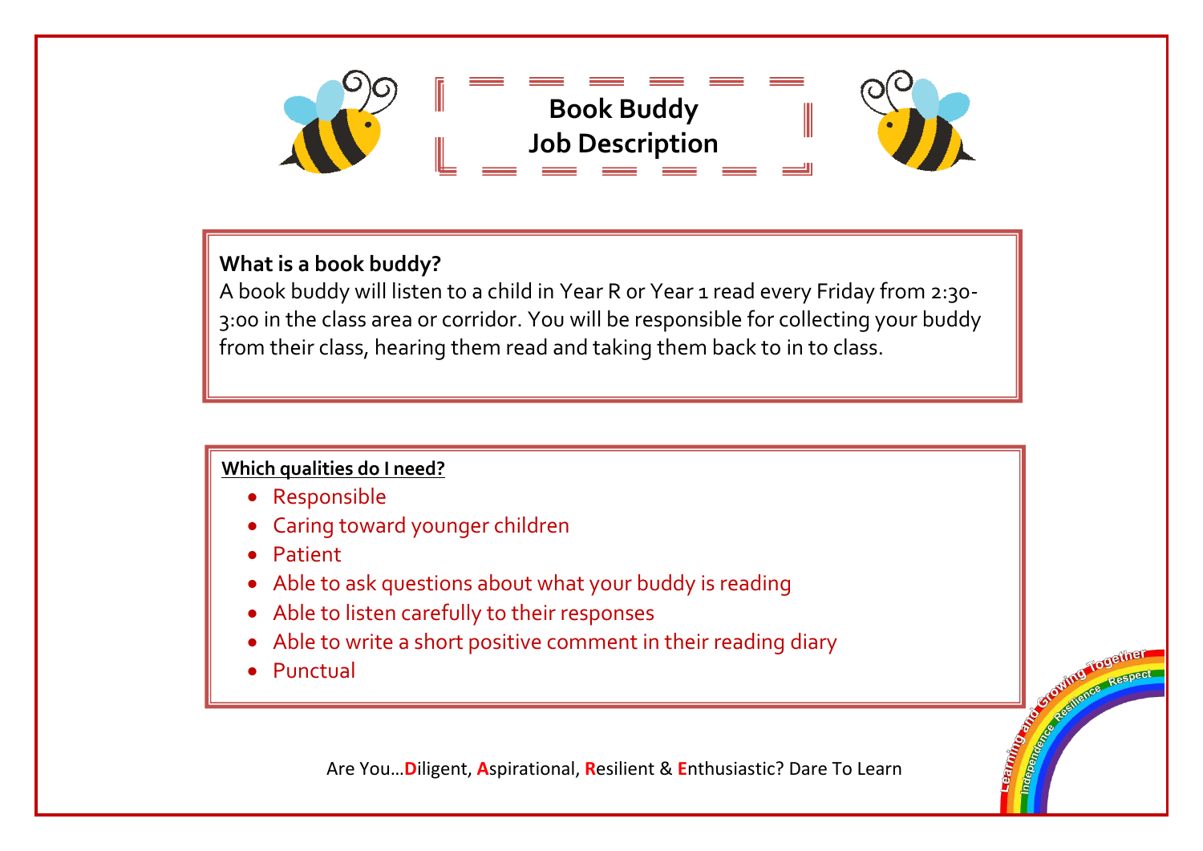# Book Buddy
# Job Description

**What is a book buddy?**

A book buddy will listen to a child in Year R or Year 1 read every Friday from 2:30-3:00 in the class area or corridor. You will be responsible for collecting your buddy from their class, hearing them read and taking them back to in to class.

**Which qualities do I need?**

- Responsible
- Caring toward younger children
- Patient
- Able to ask questions about what your buddy is reading
- Able to listen carefully to their responses
- Able to write a short positive comment in their reading diary
- Punctual

Are You…**D**iligent, **A**spirational, **R**esilient & **E**nthusiastic? Dare To Learn

Learning and Growing Together
Independence Resilience Respect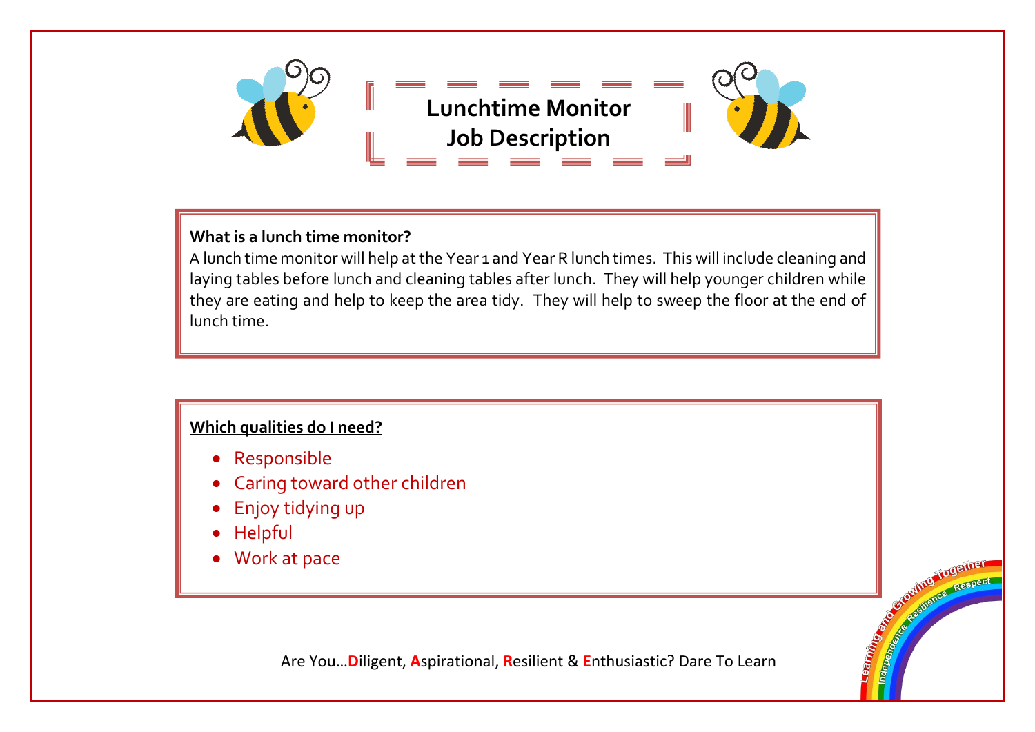# Lunchtime Monitor Job Description

**What is a lunch time monitor?**

A lunch time monitor will help at the Year 1 and Year R lunch times. This will include cleaning and laying tables before lunch and cleaning tables after lunch. They will help younger children while they are eating and help to keep the area tidy. They will help to sweep the floor at the end of lunch time.

**Which qualities do I need?**

- Responsible
- Caring toward other children
- Enjoy tidying up
- Helpful
- Work at pace

Are You…**D**iligent, **A**spirational, **R**esilient & **E**nthusiastic? Dare To Learn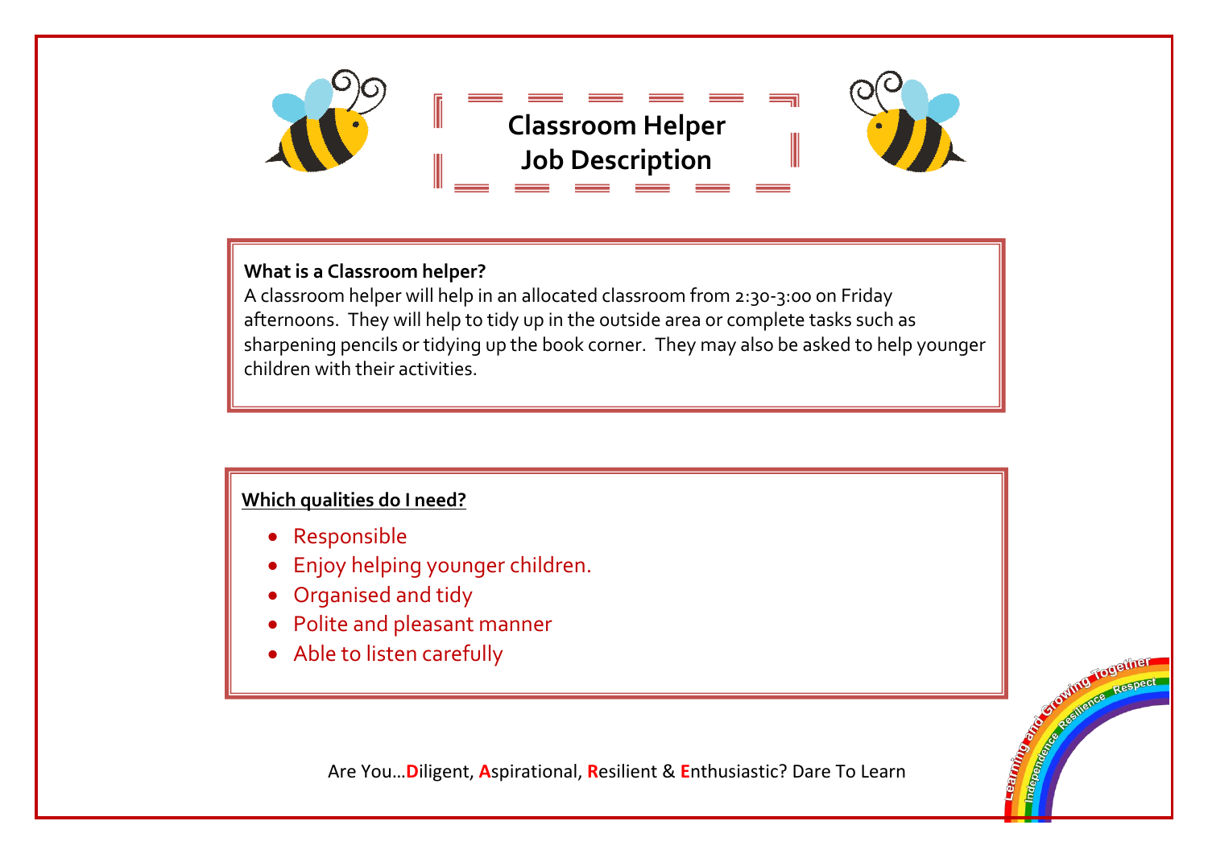# Classroom Helper Job Description

**What is a Classroom helper?**

A classroom helper will help in an allocated classroom from 2:30-3:00 on Friday afternoons. They will help to tidy up in the outside area or complete tasks such as sharpening pencils or tidying up the book corner. They may also be asked to help younger children with their activities.

**Which qualities do I need?**

- Responsible
- Enjoy helping younger children.
- Organised and tidy
- Polite and pleasant manner
- Able to listen carefully

Are You…**D**iligent, **A**spirational, **R**esilient & **E**nthusiastic? Dare To Learn

Learning and Growing Together
Independence Resilience Respect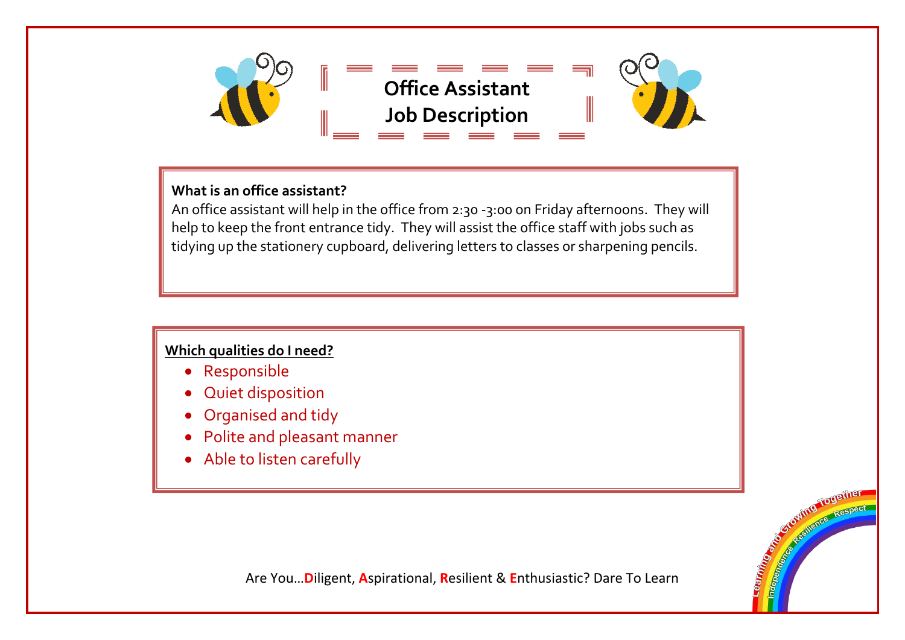# Office Assistant Job Description

**What is an office assistant?**

An office assistant will help in the office from 2:30 -3:00 on Friday afternoons. They will help to keep the front entrance tidy. They will assist the office staff with jobs such as tidying up the stationery cupboard, delivering letters to classes or sharpening pencils.

**Which qualities do I need?**

- Responsible
- Quiet disposition
- Organised and tidy
- Polite and pleasant manner
- Able to listen carefully

Are You…**D**iligent, **A**spirational, **R**esilient & **E**nthusiastic? Dare To Learn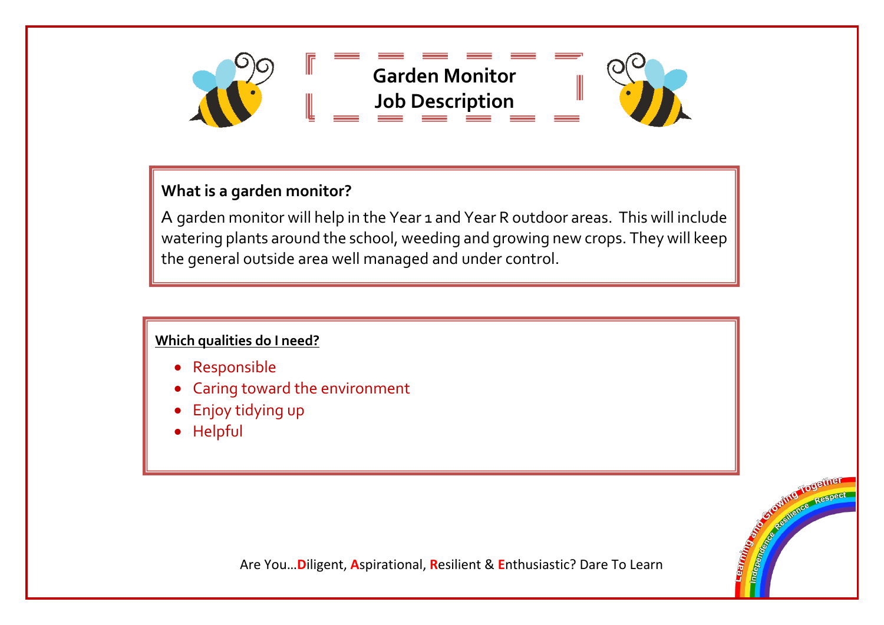# Garden Monitor Job Description

**What is a garden monitor?**

A garden monitor will help in the Year 1 and Year R outdoor areas. This will include watering plants around the school, weeding and growing new crops. They will keep the general outside area well managed and under control.

**Which qualities do I need?**

- Responsible
- Caring toward the environment
- Enjoy tidying up
- Helpful

Are You…**D**iligent, **A**spirational, **R**esilient & **E**nthusiastic? Dare To Learn

Learning and Growing Together
Independence Resilience Respect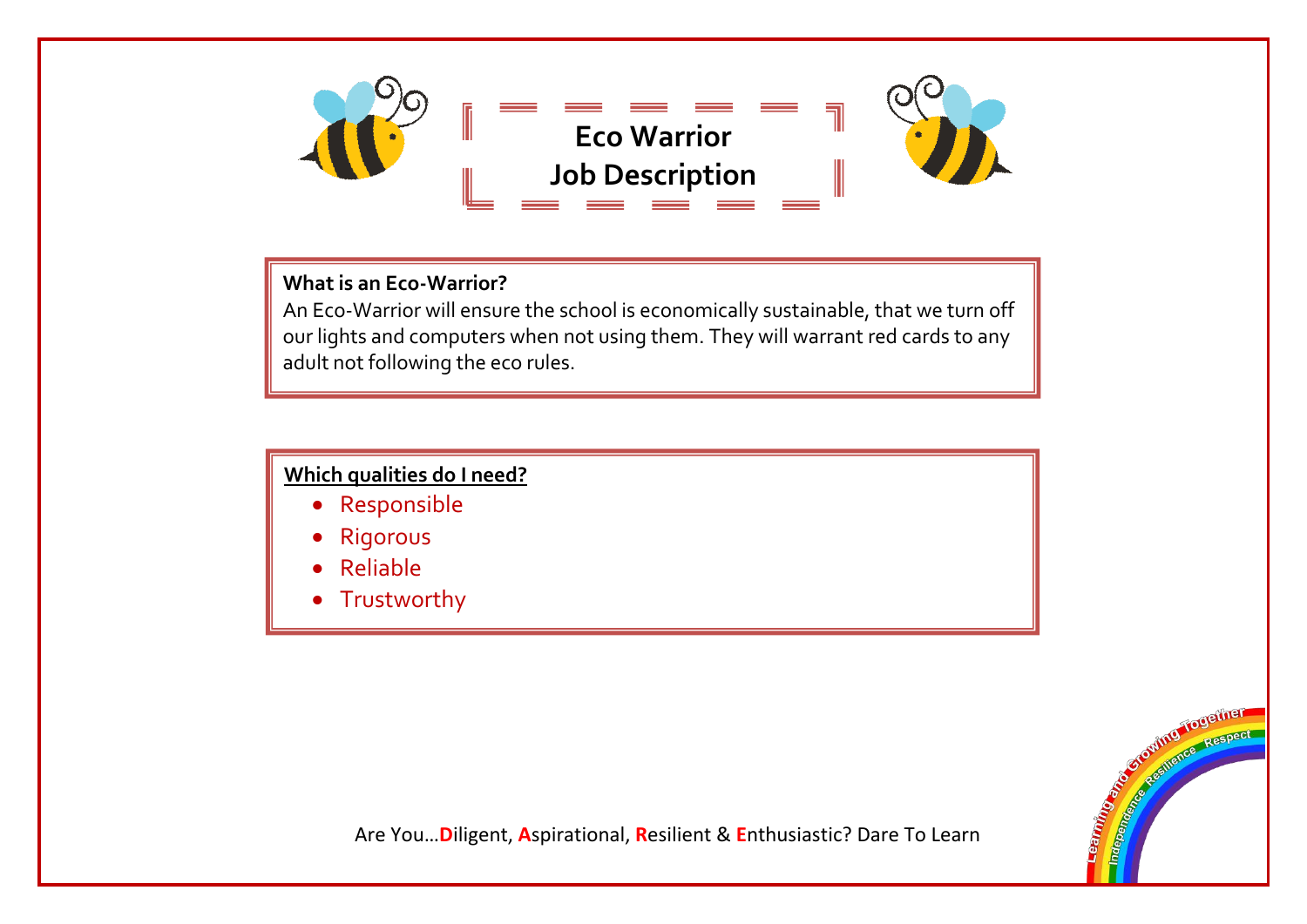# Eco Warrior
# Job Description

**What is an Eco-Warrior?**

An Eco-Warrior will ensure the school is economically sustainable, that we turn off our lights and computers when not using them. They will warrant red cards to any adult not following the eco rules.

**Which qualities do I need?**

- Responsible
- Rigorous
- Reliable
- Trustworthy

Are You…**D**iligent, **A**spirational, **R**esilient & **E**nthusiastic? Dare To Learn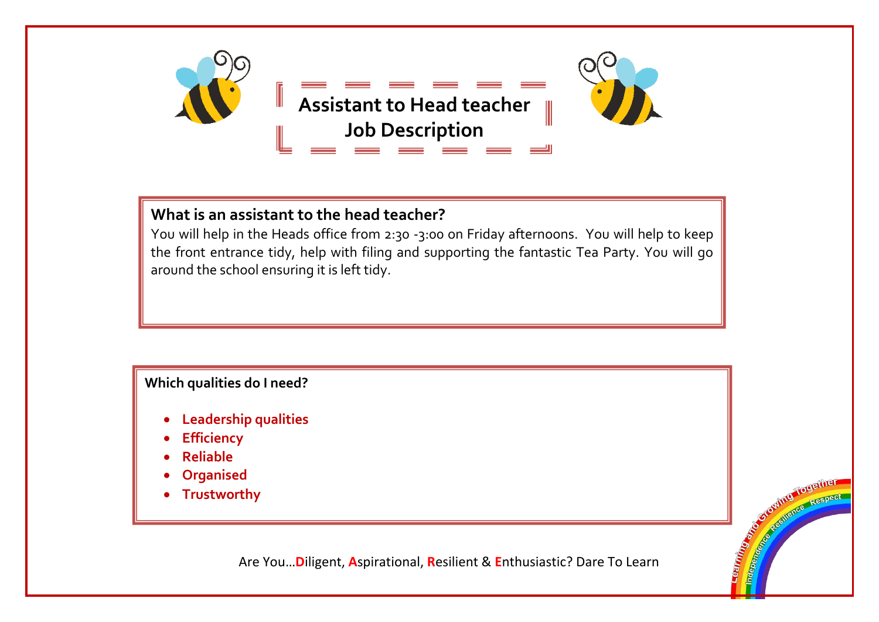# Assistant to Head teacher Job Description

## What is an assistant to the head teacher?

You will help in the Heads office from 2:30 -3:00 on Friday afternoons. You will help to keep the front entrance tidy, help with filing and supporting the fantastic Tea Party. You will go around the school ensuring it is left tidy.

**Which qualities do I need?**

- **Leadership qualities**
- **Efficiency**
- **Reliable**
- **Organised**
- **Trustworthy**

Are You…**D**iligent, **A**spirational, **R**esilient & **E**nthusiastic? Dare To Learn

Learning and Growing Together

Independence Resilience Respect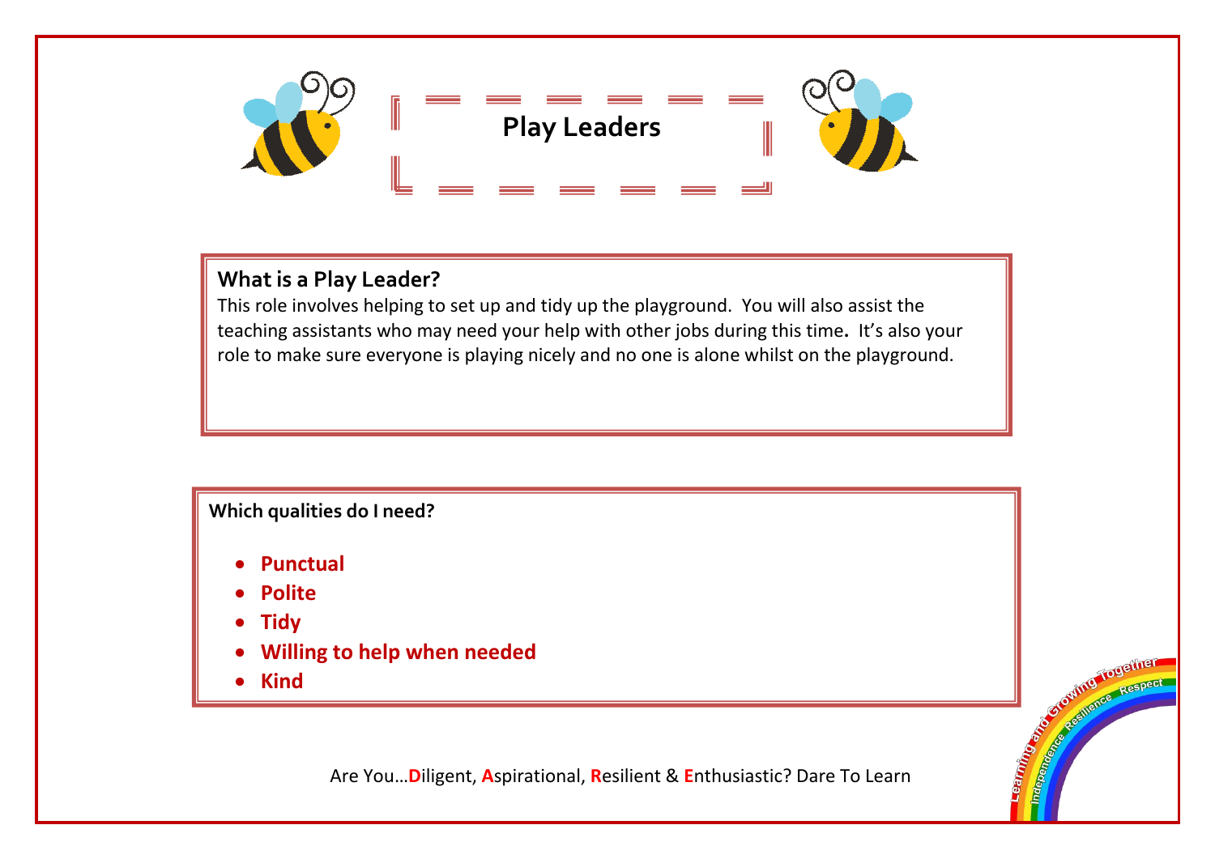# Play Leaders

## What is a Play Leader?

This role involves helping to set up and tidy up the playground. You will also assist the teaching assistants who may need your help with other jobs during this time. It's also your role to make sure everyone is playing nicely and no one is alone whilst on the playground.

**Which qualities do I need?**

- **Punctual**
- **Polite**
- **Tidy**
- **Willing to help when needed**
- **Kind**

Are You…**D**iligent, **A**spirational, **R**esilient & **E**nthusiastic? Dare To Learn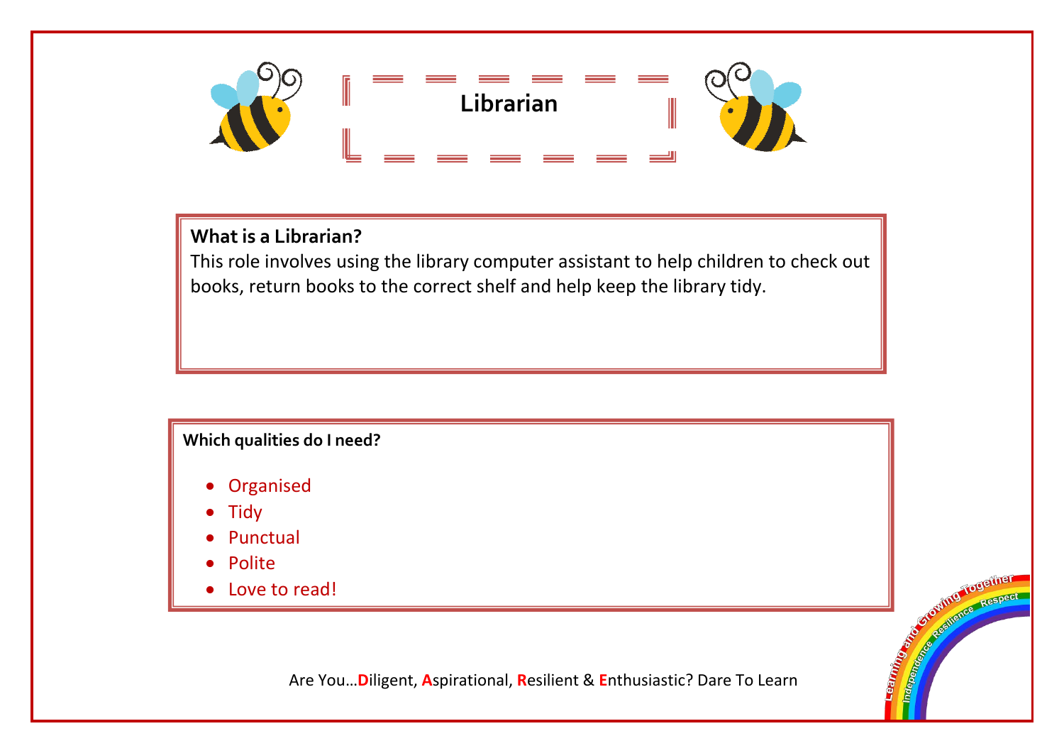# Librarian

**What is a Librarian?**

This role involves using the library computer assistant to help children to check out books, return books to the correct shelf and help keep the library tidy.

**Which qualities do I need?**

- Organised
- Tidy
- Punctual
- Polite
- Love to read!

Are You…**D**iligent, **A**spirational, **R**esilient & **E**nthusiastic? Dare To Learn